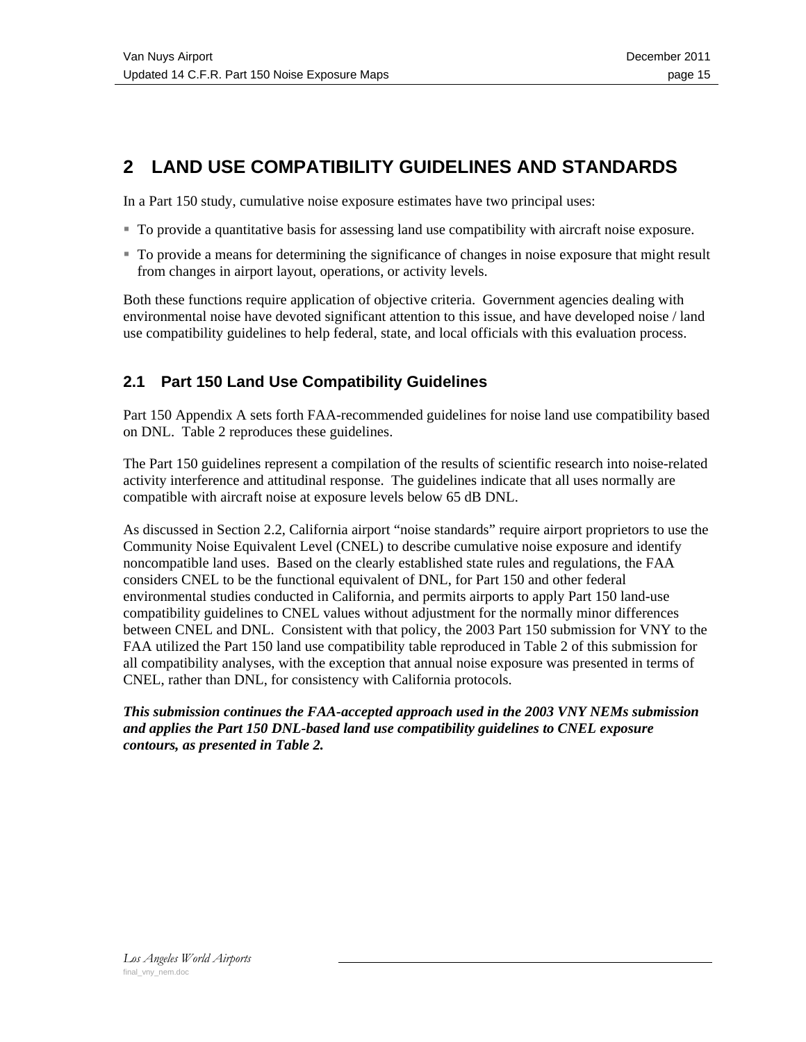# 2 LAND USE COMPATIBILITY GUIDELINES AND STANDARDS

In a Part 150 study, cumulative noise exposure estimates have two principal uses:

- To provide a quantitative basis for assessing land use compatibility with aircraft noise exposure.
- To provide a means for determining the significance of changes in noise exposure that might result from changes in airport layout, operations, or activity levels.

Both these functions require application of objective criteria. Government agencies dealing with environmental noise have devoted significant attention to this issue, and have developed noise / land use compatibility guidelines to help federal, state, and local officials with this evaluation process.

## 2.1 Part 150 Land Use Compatibility Guidelines

Part 150 Appendix A sets forth FAA-recommended guidelines for noise land use compatibility based on DNL. Table 2 reproduces these guidelines.

The Part 150 guidelines represent a compilation of the results of scientific research into noise-related activity interference and attitudinal response. The guidelines indicate that all uses normally are compatible with aircraft noise at exposure levels below 65 dB DNL.

As discussed in Section 2.2, California airport "noise standards" require airport proprietors to use the Community Noise Equivalent Level (CNEL) to describe cumulative noise exposure and identify noncompatible land uses. Based on the clearly established state rules and regulations, the FAA considers CNEL to be the functional equivalent of DNL, for Part 150 and other federal environmental studies conducted in California, and permits airports to apply Part 150 land-use compatibility guidelines to CNEL values without adjustment for the normally minor differences between CNEL and DNL. Consistent with that policy, the 2003 Part 150 submission for VNY to the FAA utilized the Part 150 land use compatibility table reproduced in Table 2 of this submission for all compatibility analyses, with the exception that annual noise exposure was presented in terms of CNEL, rather than DNL, for consistency with California protocols.

***This submission continues the FAA-accepted approach used in the 2003 VNY NEMs submission and applies the Part 150 DNL-based land use compatibility guidelines to CNEL exposure contours, as presented in Table 2.***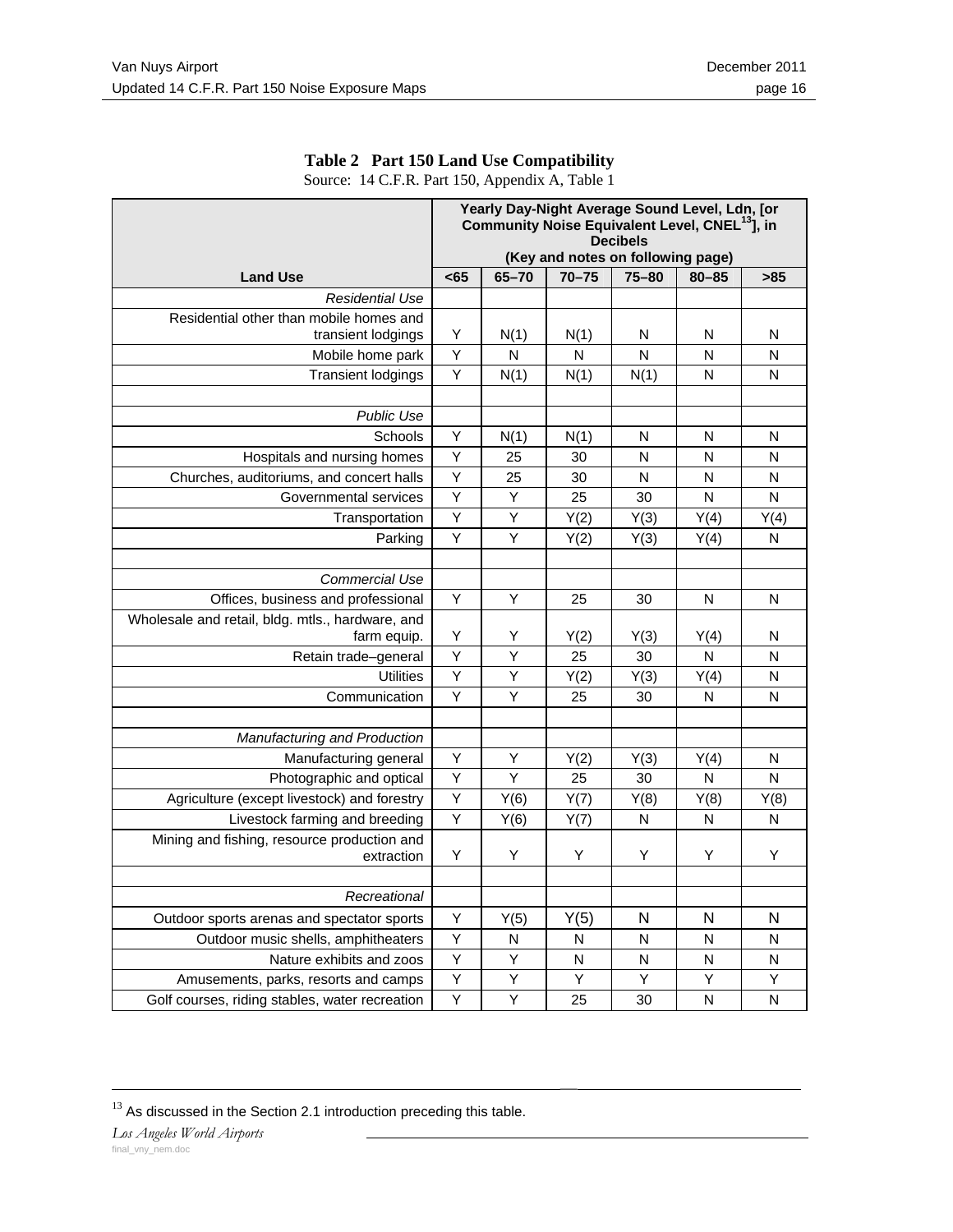**Table 2 Part 150 Land Use Compatibility**

Source: 14 C.F.R. Part 150, Appendix A, Table 1

| Land Use | Yearly Day-Night Average Sound Level, Ldn, [or Community Noise Equivalent Level, CNEL[13]], in Decibels (Key and notes on following page) | | | | | |
|---|---|---|---|---|---|---|
| | <65 | 65–70 | 70–75 | 75–80 | 80–85 | >85 |
| *Residential Use* | | | | | | |
| Residential other than mobile homes and transient lodgings | Y | N(1) | N(1) | N | N | N |
| Mobile home park | Y | N | N | N | N | N |
| Transient lodgings | Y | N(1) | N(1) | N(1) | N | N |
| | | | | | | |
| *Public Use* | | | | | | |
| Schools | Y | N(1) | N(1) | N | N | N |
| Hospitals and nursing homes | Y | 25 | 30 | N | N | N |
| Churches, auditoriums, and concert halls | Y | 25 | 30 | N | N | N |
| Governmental services | Y | Y | 25 | 30 | N | N |
| Transportation | Y | Y | Y(2) | Y(3) | Y(4) | Y(4) |
| Parking | Y | Y | Y(2) | Y(3) | Y(4) | N |
| | | | | | | |
| *Commercial Use* | | | | | | |
| Offices, business and professional | Y | Y | 25 | 30 | N | N |
| Wholesale and retail, bldg. mtls., hardware, and farm equip. | Y | Y | Y(2) | Y(3) | Y(4) | N |
| Retain trade–general | Y | Y | 25 | 30 | N | N |
| Utilities | Y | Y | Y(2) | Y(3) | Y(4) | N |
| Communication | Y | Y | 25 | 30 | N | N |
| | | | | | | |
| *Manufacturing and Production* | | | | | | |
| Manufacturing general | Y | Y | Y(2) | Y(3) | Y(4) | N |
| Photographic and optical | Y | Y | 25 | 30 | N | N |
| Agriculture (except livestock) and forestry | Y | Y(6) | Y(7) | Y(8) | Y(8) | Y(8) |
| Livestock farming and breeding | Y | Y(6) | Y(7) | N | N | N |
| Mining and fishing, resource production and extraction | Y | Y | Y | Y | Y | Y |
| | | | | | | |
| *Recreational* | | | | | | |
| Outdoor sports arenas and spectator sports | Y | Y(5) | Y(5) | N | N | N |
| Outdoor music shells, amphitheaters | Y | N | N | N | N | N |
| Nature exhibits and zoos | Y | Y | N | N | N | N |
| Amusements, parks, resorts and camps | Y | Y | Y | Y | Y | Y |
| Golf courses, riding stables, water recreation | Y | Y | 25 | 30 | N | N |

[13] As discussed in the Section 2.1 introduction preceding this table.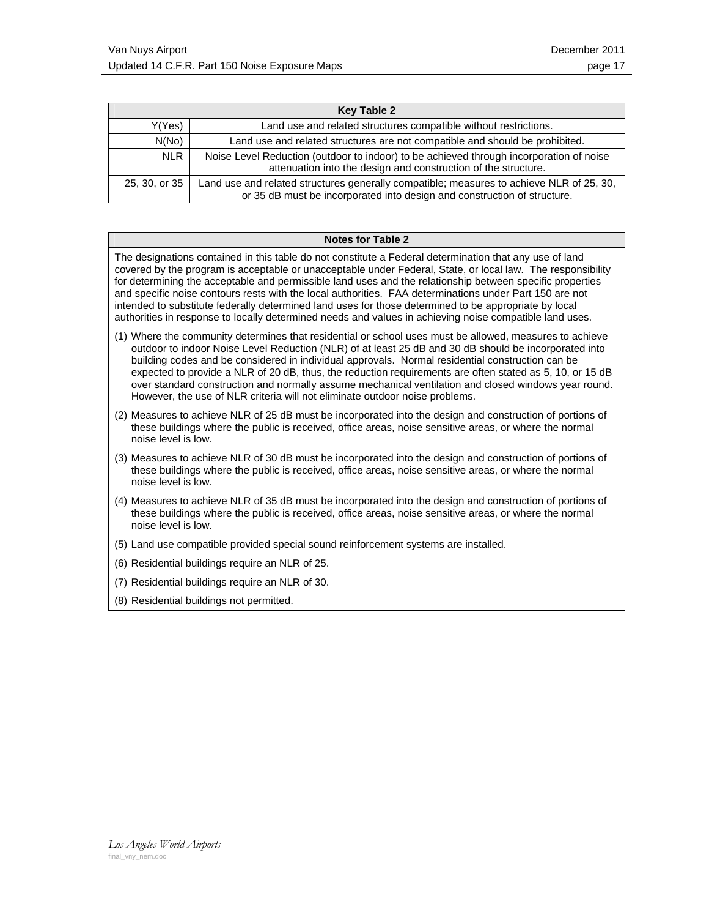| Key Table 2 | |
|---|---|
| Y(Yes) | Land use and related structures compatible without restrictions. |
| N(No) | Land use and related structures are not compatible and should be prohibited. |
| NLR | Noise Level Reduction (outdoor to indoor) to be achieved through incorporation of noise attenuation into the design and construction of the structure. |
| 25, 30, or 35 | Land use and related structures generally compatible; measures to achieve NLR of 25, 30, or 35 dB must be incorporated into design and construction of structure. |

**Notes for Table 2**

The designations contained in this table do not constitute a Federal determination that any use of land covered by the program is acceptable or unacceptable under Federal, State, or local law. The responsibility for determining the acceptable and permissible land uses and the relationship between specific properties and specific noise contours rests with the local authorities. FAA determinations under Part 150 are not intended to substitute federally determined land uses for those determined to be appropriate by local authorities in response to locally determined needs and values in achieving noise compatible land uses.

(1) Where the community determines that residential or school uses must be allowed, measures to achieve outdoor to indoor Noise Level Reduction (NLR) of at least 25 dB and 30 dB should be incorporated into building codes and be considered in individual approvals. Normal residential construction can be expected to provide a NLR of 20 dB, thus, the reduction requirements are often stated as 5, 10, or 15 dB over standard construction and normally assume mechanical ventilation and closed windows year round. However, the use of NLR criteria will not eliminate outdoor noise problems.

(2) Measures to achieve NLR of 25 dB must be incorporated into the design and construction of portions of these buildings where the public is received, office areas, noise sensitive areas, or where the normal noise level is low.

(3) Measures to achieve NLR of 30 dB must be incorporated into the design and construction of portions of these buildings where the public is received, office areas, noise sensitive areas, or where the normal noise level is low.

(4) Measures to achieve NLR of 35 dB must be incorporated into the design and construction of portions of these buildings where the public is received, office areas, noise sensitive areas, or where the normal noise level is low.

(5) Land use compatible provided special sound reinforcement systems are installed.

(6) Residential buildings require an NLR of 25.

(7) Residential buildings require an NLR of 30.

(8) Residential buildings not permitted.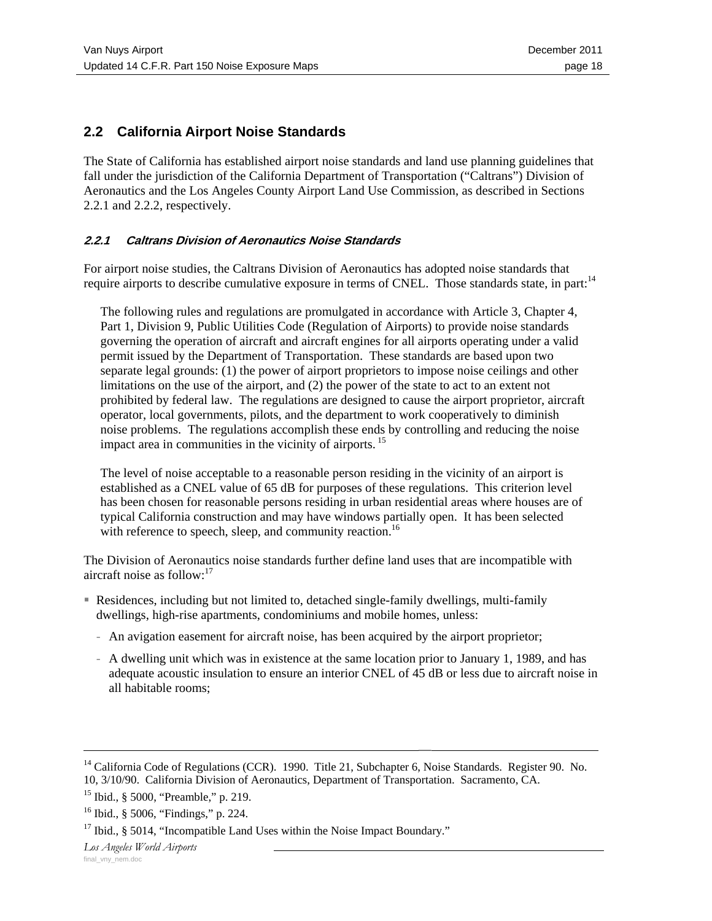## 2.2 California Airport Noise Standards

The State of California has established airport noise standards and land use planning guidelines that fall under the jurisdiction of the California Department of Transportation ("Caltrans") Division of Aeronautics and the Los Angeles County Airport Land Use Commission, as described in Sections 2.2.1 and 2.2.2, respectively.

### *2.2.1 Caltrans Division of Aeronautics Noise Standards*

For airport noise studies, the Caltrans Division of Aeronautics has adopted noise standards that require airports to describe cumulative exposure in terms of CNEL. Those standards state, in part:[14]

> The following rules and regulations are promulgated in accordance with Article 3, Chapter 4, Part 1, Division 9, Public Utilities Code (Regulation of Airports) to provide noise standards governing the operation of aircraft and aircraft engines for all airports operating under a valid permit issued by the Department of Transportation. These standards are based upon two separate legal grounds: (1) the power of airport proprietors to impose noise ceilings and other limitations on the use of the airport, and (2) the power of the state to act to an extent not prohibited by federal law. The regulations are designed to cause the airport proprietor, aircraft operator, local governments, pilots, and the department to work cooperatively to diminish noise problems. The regulations accomplish these ends by controlling and reducing the noise impact area in communities in the vicinity of airports.[15]
>
> The level of noise acceptable to a reasonable person residing in the vicinity of an airport is established as a CNEL value of 65 dB for purposes of these regulations. This criterion level has been chosen for reasonable persons residing in urban residential areas where houses are of typical California construction and may have windows partially open. It has been selected with reference to speech, sleep, and community reaction.[16]

The Division of Aeronautics noise standards further define land uses that are incompatible with aircraft noise as follow:[17]

- Residences, including but not limited to, detached single-family dwellings, multi-family dwellings, high-rise apartments, condominiums and mobile homes, unless:
  - An avigation easement for aircraft noise, has been acquired by the airport proprietor;
  - A dwelling unit which was in existence at the same location prior to January 1, 1989, and has adequate acoustic insulation to ensure an interior CNEL of 45 dB or less due to aircraft noise in all habitable rooms;

---

[14] California Code of Regulations (CCR). 1990. Title 21, Subchapter 6, Noise Standards. Register 90. No. 10, 3/10/90. California Division of Aeronautics, Department of Transportation. Sacramento, CA.

[15] Ibid., § 5000, "Preamble," p. 219.

[16] Ibid., § 5006, "Findings," p. 224.

[17] Ibid., § 5014, "Incompatible Land Uses within the Noise Impact Boundary."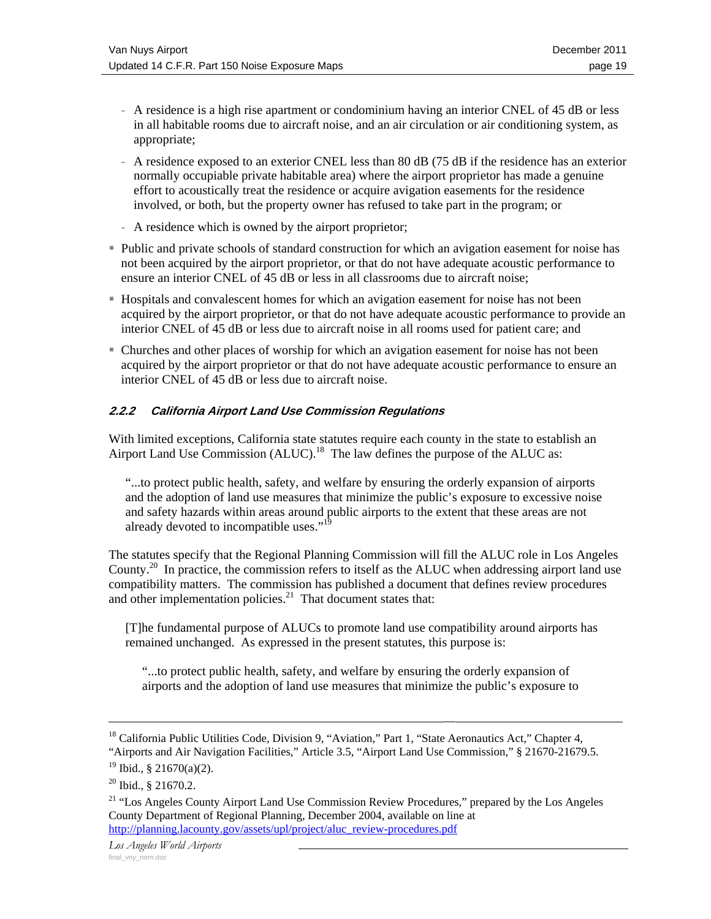- A residence is a high rise apartment or condominium having an interior CNEL of 45 dB or less in all habitable rooms due to aircraft noise, and an air circulation or air conditioning system, as appropriate;
  - A residence exposed to an exterior CNEL less than 80 dB (75 dB if the residence has an exterior normally occupiable private habitable area) where the airport proprietor has made a genuine effort to acoustically treat the residence or acquire avigation easements for the residence involved, or both, but the property owner has refused to take part in the program; or
  - A residence which is owned by the airport proprietor;
- Public and private schools of standard construction for which an avigation easement for noise has not been acquired by the airport proprietor, or that do not have adequate acoustic performance to ensure an interior CNEL of 45 dB or less in all classrooms due to aircraft noise;
- Hospitals and convalescent homes for which an avigation easement for noise has not been acquired by the airport proprietor, or that do not have adequate acoustic performance to provide an interior CNEL of 45 dB or less due to aircraft noise in all rooms used for patient care; and
- Churches and other places of worship for which an avigation easement for noise has not been acquired by the airport proprietor or that do not have adequate acoustic performance to ensure an interior CNEL of 45 dB or less due to aircraft noise.

### *2.2.2 California Airport Land Use Commission Regulations*

With limited exceptions, California state statutes require each county in the state to establish an Airport Land Use Commission (ALUC).[18] The law defines the purpose of the ALUC as:

> "...to protect public health, safety, and welfare by ensuring the orderly expansion of airports and the adoption of land use measures that minimize the public's exposure to excessive noise and safety hazards within areas around public airports to the extent that these areas are not already devoted to incompatible uses."[19]

The statutes specify that the Regional Planning Commission will fill the ALUC role in Los Angeles County.[20] In practice, the commission refers to itself as the ALUC when addressing airport land use compatibility matters. The commission has published a document that defines review procedures and other implementation policies.[21] That document states that:

> [T]he fundamental purpose of ALUCs to promote land use compatibility around airports has remained unchanged. As expressed in the present statutes, this purpose is:
>
> > "...to protect public health, safety, and welfare by ensuring the orderly expansion of airports and the adoption of land use measures that minimize the public's exposure to

---

[18] California Public Utilities Code, Division 9, "Aviation," Part 1, "State Aeronautics Act," Chapter 4, "Airports and Air Navigation Facilities," Article 3.5, "Airport Land Use Commission," § 21670-21679.5.

[19] Ibid., § 21670(a)(2).

[20] Ibid., § 21670.2.

[21] "Los Angeles County Airport Land Use Commission Review Procedures," prepared by the Los Angeles County Department of Regional Planning, December 2004, available on line at http://planning.lacounty.gov/assets/upl/project/aluc_review-procedures.pdf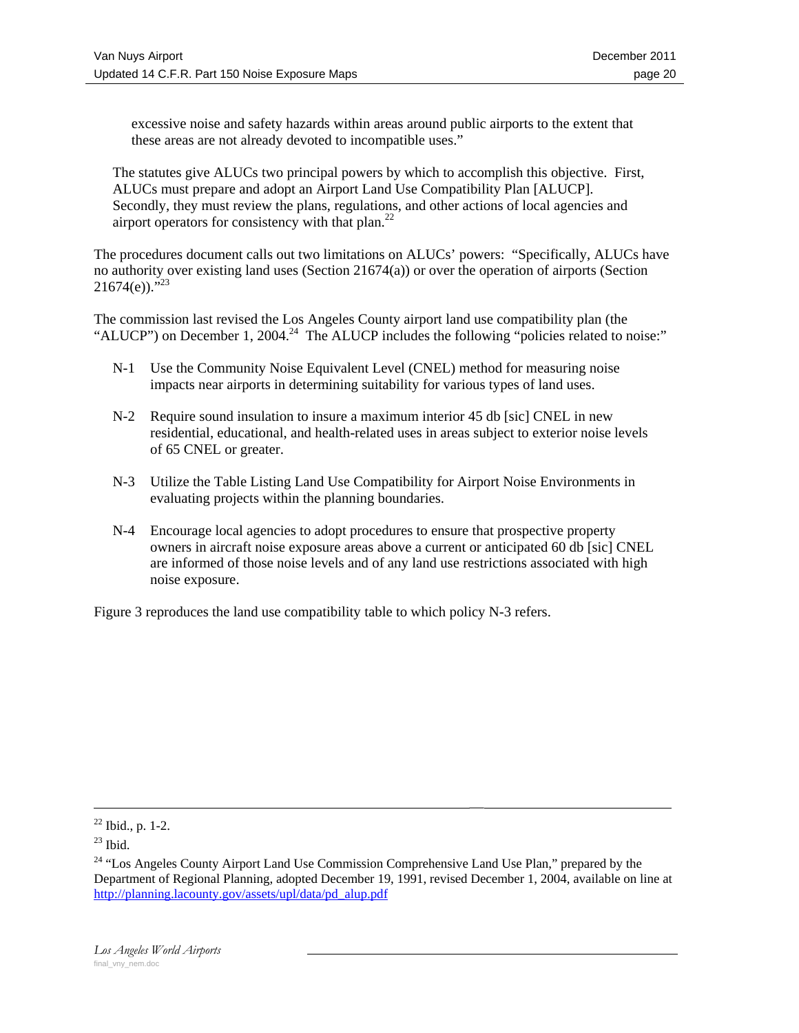> excessive noise and safety hazards within areas around public airports to the extent that these areas are not already devoted to incompatible uses."

> The statutes give ALUCs two principal powers by which to accomplish this objective. First, ALUCs must prepare and adopt an Airport Land Use Compatibility Plan [ALUCP]. Secondly, they must review the plans, regulations, and other actions of local agencies and airport operators for consistency with that plan.[22]

The procedures document calls out two limitations on ALUCs' powers: "Specifically, ALUCs have no authority over existing land uses (Section 21674(a)) or over the operation of airports (Section 21674(e))."[23]

The commission last revised the Los Angeles County airport land use compatibility plan (the "ALUCP") on December 1, 2004.[24] The ALUCP includes the following "policies related to noise:"

N-1 Use the Community Noise Equivalent Level (CNEL) method for measuring noise impacts near airports in determining suitability for various types of land uses.

N-2 Require sound insulation to insure a maximum interior 45 db [sic] CNEL in new residential, educational, and health-related uses in areas subject to exterior noise levels of 65 CNEL or greater.

N-3 Utilize the Table Listing Land Use Compatibility for Airport Noise Environments in evaluating projects within the planning boundaries.

N-4 Encourage local agencies to adopt procedures to ensure that prospective property owners in aircraft noise exposure areas above a current or anticipated 60 db [sic] CNEL are informed of those noise levels and of any land use restrictions associated with high noise exposure.

Figure 3 reproduces the land use compatibility table to which policy N-3 refers.

---

[22] Ibid., p. 1-2.

[23] Ibid.

[24] "Los Angeles County Airport Land Use Commission Comprehensive Land Use Plan," prepared by the Department of Regional Planning, adopted December 19, 1991, revised December 1, 2004, available on line at http://planning.lacounty.gov/assets/upl/data/pd_alup.pdf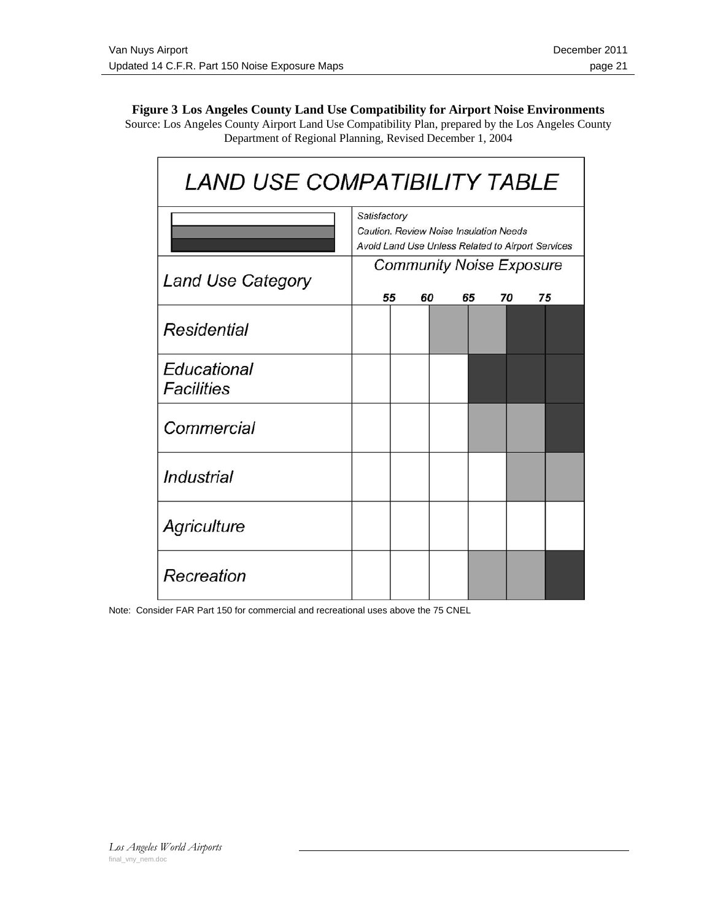**Figure 3 Los Angeles County Land Use Compatibility for Airport Noise Environments**

Source: Los Angeles County Airport Land Use Compatibility Plan, prepared by the Los Angeles County Department of Regional Planning, Revised December 1, 2004

## LAND USE COMPATIBILITY TABLE

Legend:

- White: Satisfactory
- Light gray: Caution. Review Noise Insulation Needs
- Dark gray: Avoid Land Use Unless Related to Airport Services

| Land Use Category | <55 | 55–60 | 60–65 | 65–70 | 70–75 | >75 |
|---|---|---|---|---|---|---|
| Residential | Satisfactory | Satisfactory | Caution | Caution | Avoid | Avoid |
| Educational Facilities | Satisfactory | Satisfactory | Satisfactory | Avoid | Avoid | Avoid |
| Commercial | Satisfactory | Satisfactory | Satisfactory | Caution | Caution | Avoid |
| Industrial | Satisfactory | Satisfactory | Satisfactory | Satisfactory | Caution | Caution |
| Agriculture | Satisfactory | Satisfactory | Satisfactory | Satisfactory | Satisfactory | Satisfactory |
| Recreation | Satisfactory | Satisfactory | Satisfactory | Caution | Caution | Avoid |

Community Noise Exposure: 55, 60, 65, 70, 75

Note: Consider FAR Part 150 for commercial and recreational uses above the 75 CNEL